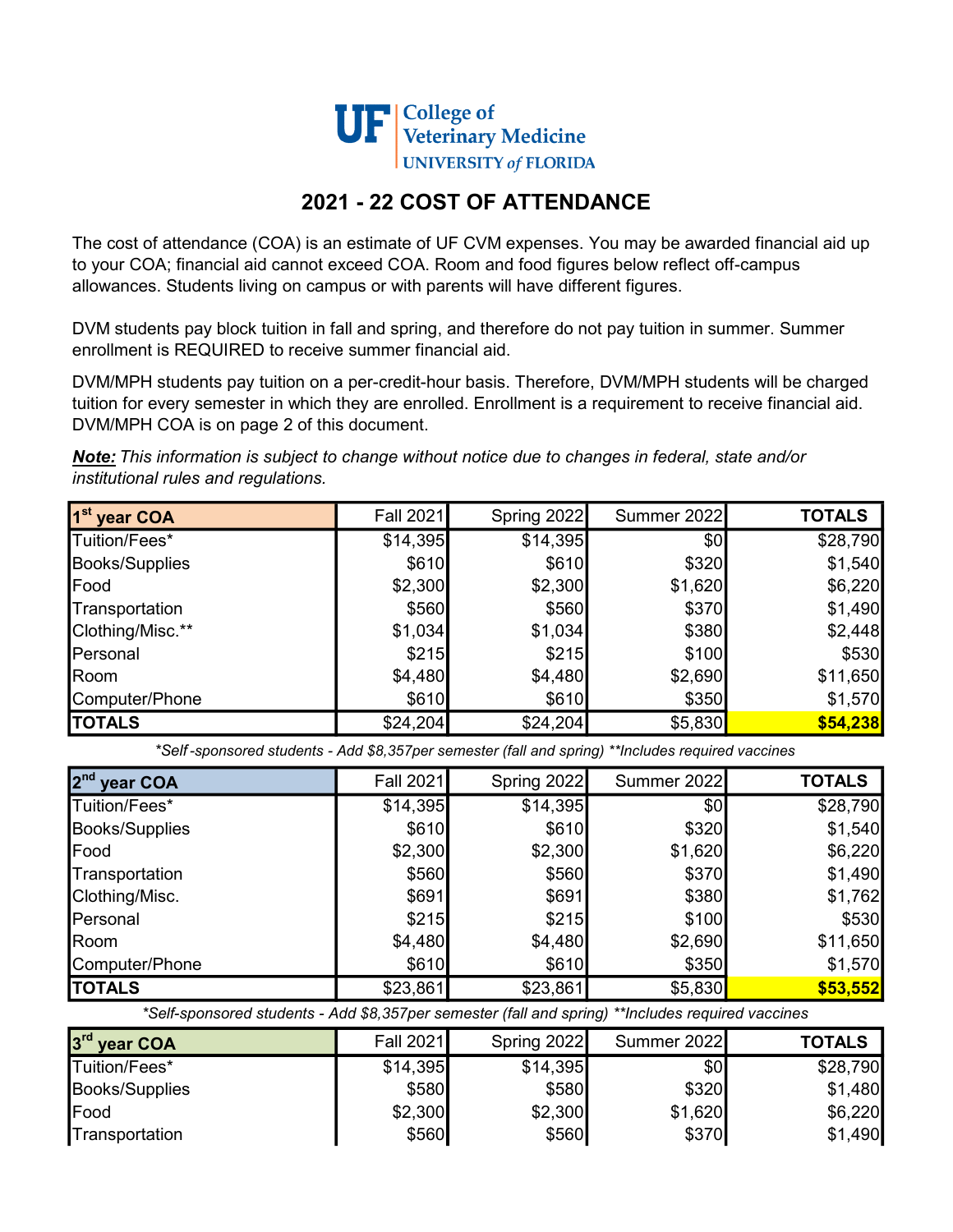UF College of Veterinary Medicine
UNIVERSITY of FLORIDA

# 2021 - 22 COST OF ATTENDANCE

The cost of attendance (COA) is an estimate of UF CVM expenses. You may be awarded financial aid up to your COA; financial aid cannot exceed COA. Room and food figures below reflect off-campus allowances. Students living on campus or with parents will have different figures.

DVM students pay block tuition in fall and spring, and therefore do not pay tuition in summer. Summer enrollment is REQUIRED to receive summer financial aid.

DVM/MPH students pay tuition on a per-credit-hour basis. Therefore, DVM/MPH students will be charged tuition for every semester in which they are enrolled. Enrollment is a requirement to receive financial aid. DVM/MPH COA is on page 2 of this document.

***Note:*** *This information is subject to change without notice due to changes in federal, state and/or institutional rules and regulations.*

| 1st year COA | Fall 2021 | Spring 2022 | Summer 2022 | TOTALS |
|---|---|---|---|---|
| Tuition/Fees* | $14,395 | $14,395 | $0 | $28,790 |
| Books/Supplies | $610 | $610 | $320 | $1,540 |
| Food | $2,300 | $2,300 | $1,620 | $6,220 |
| Transportation | $560 | $560 | $370 | $1,490 |
| Clothing/Misc.** | $1,034 | $1,034 | $380 | $2,448 |
| Personal | $215 | $215 | $100 | $530 |
| Room | $4,480 | $4,480 | $2,690 | $11,650 |
| Computer/Phone | $610 | $610 | $350 | $1,570 |
| **TOTALS** | $24,204 | $24,204 | $5,830 | **$54,238** |

*\*Self -sponsored students - Add $8,357per semester (fall and spring) \*\*Includes required vaccines*

| 2nd year COA | Fall 2021 | Spring 2022 | Summer 2022 | TOTALS |
|---|---|---|---|---|
| Tuition/Fees* | $14,395 | $14,395 | $0 | $28,790 |
| Books/Supplies | $610 | $610 | $320 | $1,540 |
| Food | $2,300 | $2,300 | $1,620 | $6,220 |
| Transportation | $560 | $560 | $370 | $1,490 |
| Clothing/Misc. | $691 | $691 | $380 | $1,762 |
| Personal | $215 | $215 | $100 | $530 |
| Room | $4,480 | $4,480 | $2,690 | $11,650 |
| Computer/Phone | $610 | $610 | $350 | $1,570 |
| **TOTALS** | $23,861 | $23,861 | $5,830 | **$53,552** |

*\*Self-sponsored students - Add $8,357per semester (fall and spring) \*\*Includes required vaccines*

| 3rd year COA | Fall 2021 | Spring 2022 | Summer 2022 | TOTALS |
|---|---|---|---|---|
| Tuition/Fees* | $14,395 | $14,395 | $0 | $28,790 |
| Books/Supplies | $580 | $580 | $320 | $1,480 |
| Food | $2,300 | $2,300 | $1,620 | $6,220 |
| Transportation | $560 | $560 | $370 | $1,490 |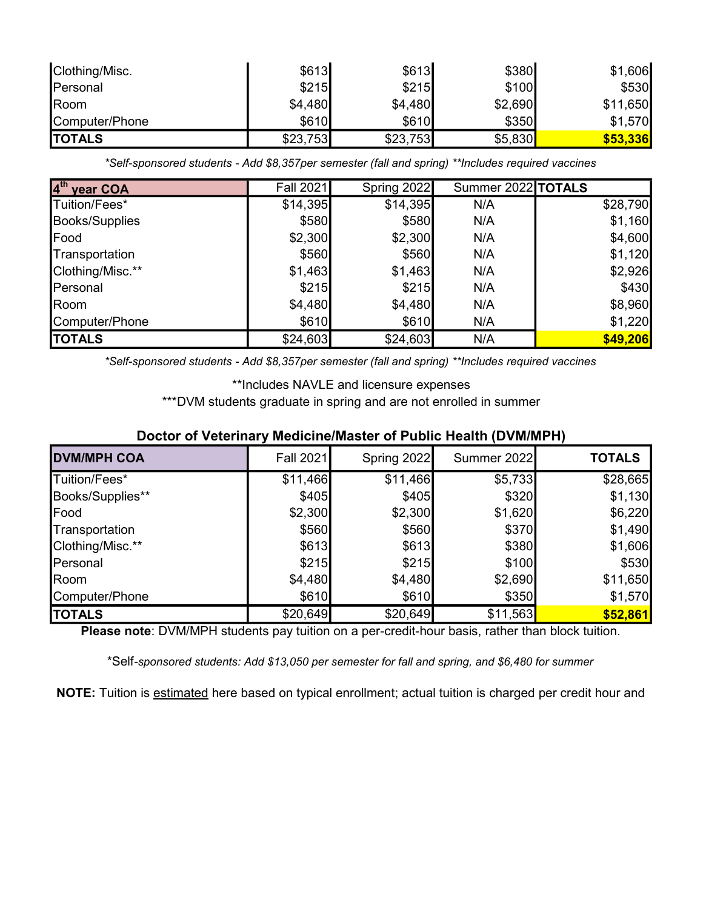| | | | | |
|---|---|---|---|---|
| Clothing/Misc. | $613 | $613 | $380 | $1,606 |
| Personal | $215 | $215 | $100 | $530 |
| Room | $4,480 | $4,480 | $2,690 | $11,650 |
| Computer/Phone | $610 | $610 | $350 | $1,570 |
| **TOTALS** | $23,753 | $23,753 | $5,830 | **$53,336** |

*\*Self-sponsored students - Add $8,357per semester (fall and spring) \*\*Includes required vaccines*

| **4th year COA** | Fall 2021 | Spring 2022 | Summer 2022 | **TOTALS** |
|---|---|---|---|---|
| Tuition/Fees* | $14,395 | $14,395 | N/A | $28,790 |
| Books/Supplies | $580 | $580 | N/A | $1,160 |
| Food | $2,300 | $2,300 | N/A | $4,600 |
| Transportation | $560 | $560 | N/A | $1,120 |
| Clothing/Misc.** | $1,463 | $1,463 | N/A | $2,926 |
| Personal | $215 | $215 | N/A | $430 |
| Room | $4,480 | $4,480 | N/A | $8,960 |
| Computer/Phone | $610 | $610 | N/A | $1,220 |
| **TOTALS** | $24,603 | $24,603 | N/A | **$49,206** |

*\*Self-sponsored students - Add $8,357per semester (fall and spring) \*\*Includes required vaccines*

\*\*Includes NAVLE and licensure expenses

\*\*\*DVM students graduate in spring and are not enrolled in summer

## Doctor of Veterinary Medicine/Master of Public Health (DVM/MPH)

| **DVM/MPH COA** | Fall 2021 | Spring 2022 | Summer 2022 | **TOTALS** |
|---|---|---|---|---|
| Tuition/Fees* | $11,466 | $11,466 | $5,733 | $28,665 |
| Books/Supplies** | $405 | $405 | $320 | $1,130 |
| Food | $2,300 | $2,300 | $1,620 | $6,220 |
| Transportation | $560 | $560 | $370 | $1,490 |
| Clothing/Misc.** | $613 | $613 | $380 | $1,606 |
| Personal | $215 | $215 | $100 | $530 |
| Room | $4,480 | $4,480 | $2,690 | $11,650 |
| Computer/Phone | $610 | $610 | $350 | $1,570 |
| **TOTALS** | $20,649 | $20,649 | $11,563 | **$52,861** |

**Please note**: DVM/MPH students pay tuition on a per-credit-hour basis, rather than block tuition.

\*Self-*sponsored students: Add $13,050 per semester for fall and spring, and $6,480 for summer*

**NOTE:** Tuition is <u>estimated</u> here based on typical enrollment; actual tuition is charged per credit hour and